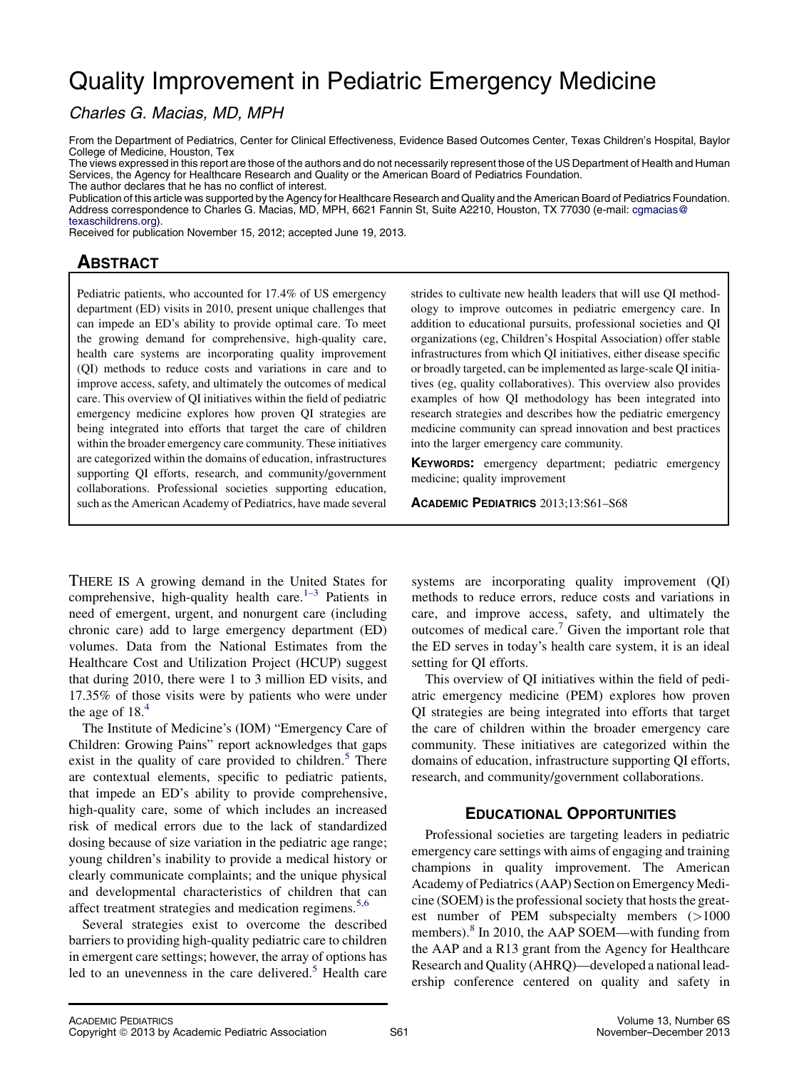# Quality Improvement in Pediatric Emergency Medicine

*Charles G. Macias, MD, MPH*

From the Department of Pediatrics, Center for Clinical Effectiveness, Evidence Based Outcomes Center, Texas Children's Hospital, Baylor College of Medicine, Houston, Tex

The views expressed in this report are those of the authors and do not necessarily represent those of the US Department of Health and Human Services, the Agency for Healthcare Research and Quality or the American Board of Pediatrics Foundation.

The author declares that he has no conflict of interest.

Publication of this article was supported by the Agency for Healthcare Research and Quality and the American Board of Pediatrics Foundation.

Address correspondence to Charles G. Macias, MD, MPH, 6621 Fannin St, Suite A2210, Houston, TX 77030 (e-mail: cgmacias@texaschildrens.org).

Received for publication November 15, 2012; accepted June 19, 2013.

## Abstract

Pediatric patients, who accounted for 17.4% of US emergency department (ED) visits in 2010, present unique challenges that can impede an ED's ability to provide optimal care. To meet the growing demand for comprehensive, high-quality care, health care systems are incorporating quality improvement (QI) methods to reduce costs and variations in care and to improve access, safety, and ultimately the outcomes of medical care. This overview of QI initiatives within the field of pediatric emergency medicine explores how proven QI strategies are being integrated into efforts that target the care of children within the broader emergency care community. These initiatives are categorized within the domains of education, infrastructures supporting QI efforts, research, and community/government collaborations. Professional societies supporting education, such as the American Academy of Pediatrics, have made several strides to cultivate new health leaders that will use QI methodology to improve outcomes in pediatric emergency care. In addition to educational pursuits, professional societies and QI organizations (eg, Children's Hospital Association) offer stable infrastructures from which QI initiatives, either disease specific or broadly targeted, can be implemented as large-scale QI initiatives (eg, quality collaboratives). This overview also provides examples of how QI methodology has been integrated into research strategies and describes how the pediatric emergency medicine community can spread innovation and best practices into the larger emergency care community.

**Keywords:** emergency department; pediatric emergency medicine; quality improvement

**Academic Pediatrics** 2013;13:S61–S68

There is a growing demand in the United States for comprehensive, high-quality health care.[1–3] Patients in need of emergent, urgent, and nonurgent care (including chronic care) add to large emergency department (ED) volumes. Data from the National Estimates from the Healthcare Cost and Utilization Project (HCUP) suggest that during 2010, there were 1 to 3 million ED visits, and 17.35% of those visits were by patients who were under the age of 18.[4]

The Institute of Medicine's (IOM) "Emergency Care of Children: Growing Pains" report acknowledges that gaps exist in the quality of care provided to children.[5] There are contextual elements, specific to pediatric patients, that impede an ED's ability to provide comprehensive, high-quality care, some of which includes an increased risk of medical errors due to the lack of standardized dosing because of size variation in the pediatric age range; young children's inability to provide a medical history or clearly communicate complaints; and the unique physical and developmental characteristics of children that can affect treatment strategies and medication regimens.[5,6]

Several strategies exist to overcome the described barriers to providing high-quality pediatric care to children in emergent care settings; however, the array of options has led to an unevenness in the care delivered.[5] Health care systems are incorporating quality improvement (QI) methods to reduce errors, reduce costs and variations in care, and improve access, safety, and ultimately the outcomes of medical care.[7] Given the important role that the ED serves in today's health care system, it is an ideal setting for QI efforts.

This overview of QI initiatives within the field of pediatric emergency medicine (PEM) explores how proven QI strategies are being integrated into efforts that target the care of children within the broader emergency care community. These initiatives are categorized within the domains of education, infrastructure supporting QI efforts, research, and community/government collaborations.

## Educational Opportunities

Professional societies are targeting leaders in pediatric emergency care settings with aims of engaging and training champions in quality improvement. The American Academy of Pediatrics (AAP) Section on Emergency Medicine (SOEM) is the professional society that hosts the greatest number of PEM subspecialty members (>1000 members).[8] In 2010, the AAP SOEM—with funding from the AAP and a R13 grant from the Agency for Healthcare Research and Quality (AHRQ)—developed a national leadership conference centered on quality and safety in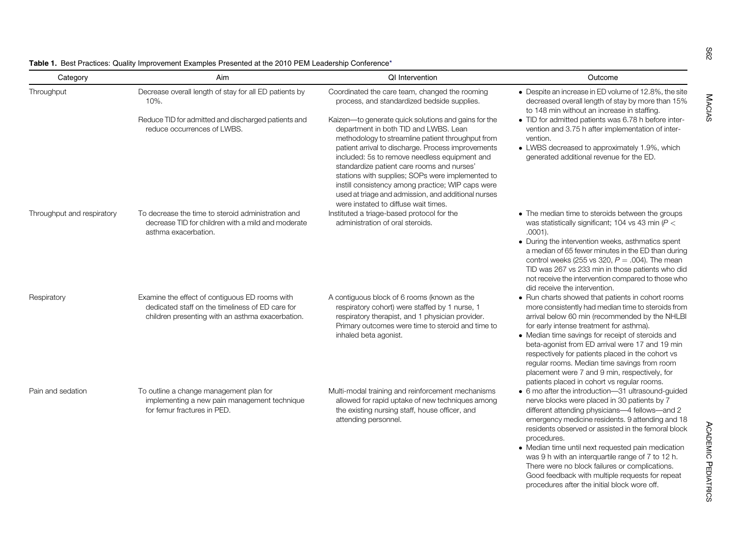**Table 1.** Best Practices: Quality Improvement Examples Presented at the 2010 PEM Leadership Conference*

| Category | Aim | QI Intervention | Outcome |
|---|---|---|---|
| Throughput | Decrease overall length of stay for all ED patients by 10%. | Coordinated the care team, changed the rooming process, and standardized bedside supplies. | • Despite an increase in ED volume of 12.8%, the site decreased overall length of stay by more than 15% to 148 min without an increase in staffing. |
| | Reduce TID for admitted and discharged patients and reduce occurrences of LWBS. | Kaizen—to generate quick solutions and gains for the department in both TID and LWBS. Lean methodology to streamline patient throughput from patient arrival to discharge. Process improvements included: 5s to remove needless equipment and standardize patient care rooms and nurses' stations with supplies; SOPs were implemented to instill consistency among practice; WIP caps were used at triage and admission, and additional nurses were instated to diffuse wait times. | • TID for admitted patients was 6.78 h before intervention and 3.75 h after implementation of intervention. • LWBS decreased to approximately 1.9%, which generated additional revenue for the ED. |
| Throughput and respiratory | To decrease the time to steroid administration and decrease TID for children with a mild and moderate asthma exacerbation. | Instituted a triage-based protocol for the administration of oral steroids. | • The median time to steroids between the groups was statistically significant; 104 vs 43 min ($P < .0001$). • During the intervention weeks, asthmatics spent a median of 65 fewer minutes in the ED than during control weeks (255 vs 320, $P = .004$). The mean TID was 267 vs 233 min in those patients who did not receive the intervention compared to those who did receive the intervention. |
| Respiratory | Examine the effect of contiguous ED rooms with dedicated staff on the timeliness of ED care for children presenting with an asthma exacerbation. | A contiguous block of 6 rooms (known as the respiratory cohort) were staffed by 1 nurse, 1 respiratory therapist, and 1 physician provider. Primary outcomes were time to steroid and time to inhaled beta agonist. | • Run charts showed that patients in cohort rooms more consistently had median time to steroids from arrival below 60 min (recommended by the NHLBI for early intense treatment for asthma). • Median time savings for receipt of steroids and beta-agonist from ED arrival were 17 and 19 min respectively for patients placed in the cohort vs regular rooms. Median time savings from room placement were 7 and 9 min, respectively, for patients placed in cohort vs regular rooms. |
| Pain and sedation | To outline a change management plan for implementing a new pain management technique for femur fractures in PED. | Multi-modal training and reinforcement mechanisms allowed for rapid uptake of new techniques among the existing nursing staff, house officer, and attending personnel. | • 6 mo after the introduction—31 ultrasound-guided nerve blocks were placed in 30 patients by 7 different attending physicians—4 fellows—and 2 emergency medicine residents. 9 attending and 18 residents observed or assisted in the femoral block procedures. • Median time until next requested pain medication was 9 h with an interquartile range of 7 to 12 h. There were no block failures or complications. Good feedback with multiple requests for repeat procedures after the initial block wore off. |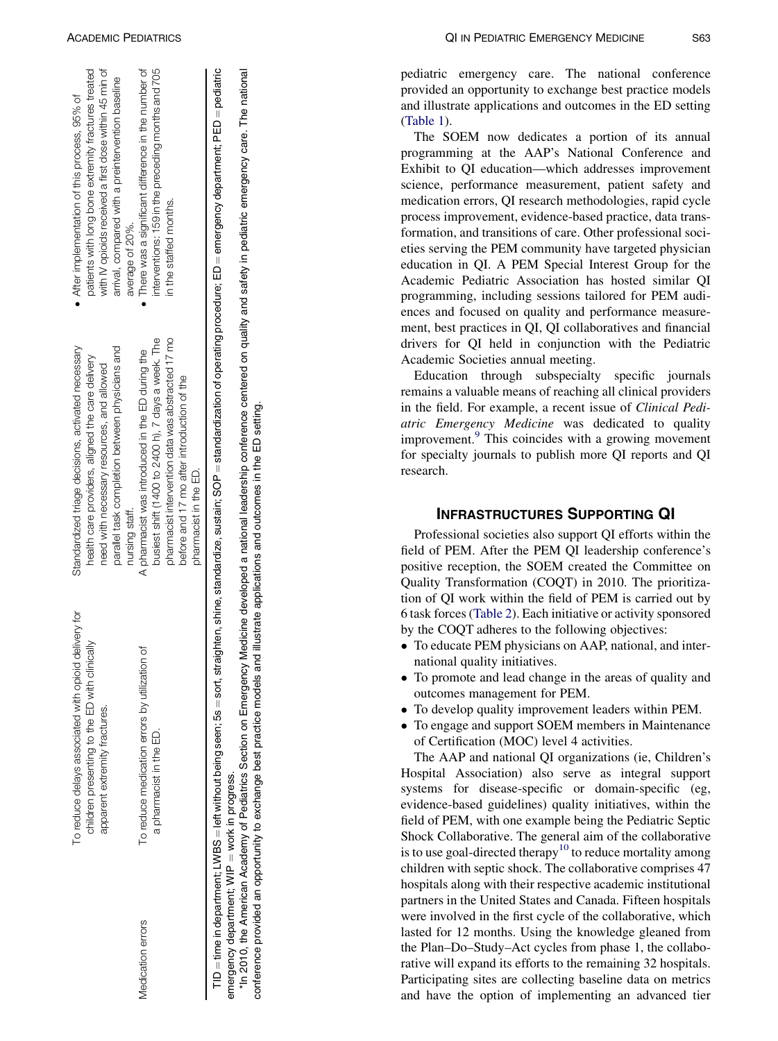| | | | |
|---|---|---|---|
| | To reduce delays associated with opioid delivery for children presenting to the ED with clinically apparent extremity fractures. | Standardized triage decisions, activated necessary health care providers, aligned the care delivery need with necessary resources, and allowed parallel task completion between physicians and nursing staff. | • After implementation of this process, 95% of patients with long bone extremity fractures treated with IV opioids received a first dose within 45 min of arrival, compared with a preintervention baseline average of 20%. |
| Medication errors | To reduce medication errors by utilization of a pharmacist in the ED. | A pharmacist was introduced in the ED during the busiest shift (1400 to 2400 h), 7 days a week. The pharmacist intervention data was abstracted 17 mo before and 17 mo after introduction of the pharmacist in the ED. | • There was a significant difference in the number of interventions: 159 in the preceding months and 705 in the staffed months. |

TID = time in department; LWBS = left without being seen; 5s = sort, straighten, shine, standardize, sustain; SOP = standardization of operating procedure; ED = emergency department; PED = pediatric emergency department; WIP = work in progress.

*In 2010, the American Academy of Pediatrics Section on Emergency Medicine developed a national leadership conference centered on quality and safety in pediatric emergency care. The national conference provided an opportunity to exchange best practice models and illustrate applications and outcomes in the ED setting.

pediatric emergency care. The national conference provided an opportunity to exchange best practice models and illustrate applications and outcomes in the ED setting (Table 1).

The SOEM now dedicates a portion of its annual programming at the AAP's National Conference and Exhibit to QI education—which addresses improvement science, performance measurement, patient safety and medication errors, QI research methodologies, rapid cycle process improvement, evidence-based practice, data transformation, and transitions of care. Other professional societies serving the PEM community have targeted physician education in QI. A PEM Special Interest Group for the Academic Pediatric Association has hosted similar QI programming, including sessions tailored for PEM audiences and focused on quality and performance measurement, best practices in QI, QI collaboratives and financial drivers for QI held in conjunction with the Pediatric Academic Societies annual meeting.

Education through subspecialty specific journals remains a valuable means of reaching all clinical providers in the field. For example, a recent issue of *Clinical Pediatric Emergency Medicine* was dedicated to quality improvement.[9] This coincides with a growing movement for specialty journals to publish more QI reports and QI research.

## Infrastructures Supporting QI

Professional societies also support QI efforts within the field of PEM. After the PEM QI leadership conference's positive reception, the SOEM created the Committee on Quality Transformation (COQT) in 2010. The prioritization of QI work within the field of PEM is carried out by 6 task forces (Table 2). Each initiative or activity sponsored by the COQT adheres to the following objectives:

- To educate PEM physicians on AAP, national, and international quality initiatives.
- To promote and lead change in the areas of quality and outcomes management for PEM.
- To develop quality improvement leaders within PEM.
- To engage and support SOEM members in Maintenance of Certification (MOC) level 4 activities.

The AAP and national QI organizations (ie, Children's Hospital Association) also serve as integral support systems for disease-specific or domain-specific (eg, evidence-based guidelines) quality initiatives, within the field of PEM, with one example being the Pediatric Septic Shock Collaborative. The general aim of the collaborative is to use goal-directed therapy[10] to reduce mortality among children with septic shock. The collaborative comprises 47 hospitals along with their respective academic institutional partners in the United States and Canada. Fifteen hospitals were involved in the first cycle of the collaborative, which lasted for 12 months. Using the knowledge gleaned from the Plan–Do–Study–Act cycles from phase 1, the collaborative will expand its efforts to the remaining 32 hospitals. Participating sites are collecting baseline data on metrics and have the option of implementing an advanced tier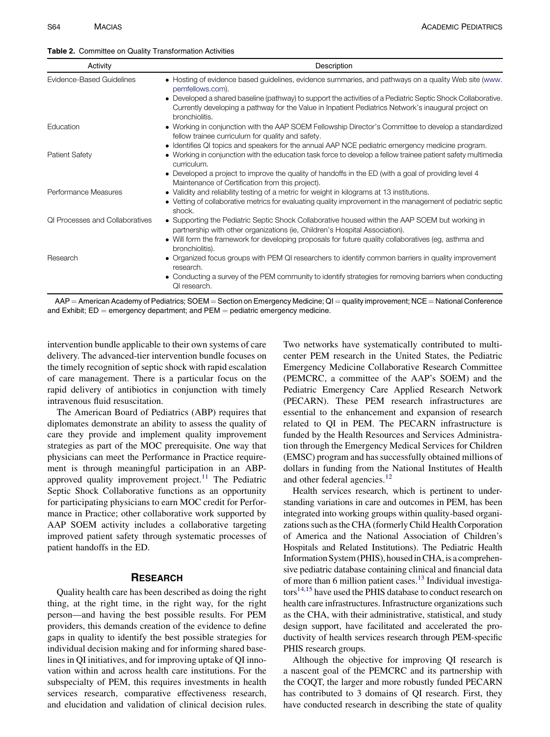**Table 2.** Committee on Quality Transformation Activities

| Activity | Description |
| --- | --- |
| Evidence-Based Guidelines | • Hosting of evidence based guidelines, evidence summaries, and pathways on a quality Web site (www.pemfellows.com). • Developed a shared baseline (pathway) to support the activities of a Pediatric Septic Shock Collaborative. Currently developing a pathway for the Value in Inpatient Pediatrics Network's inaugural project on bronchiolitis. |
| Education | • Working in conjunction with the AAP SOEM Fellowship Director's Committee to develop a standardized fellow trainee curriculum for quality and safety. • Identifies QI topics and speakers for the annual AAP NCE pediatric emergency medicine program. |
| Patient Safety | • Working in conjunction with the education task force to develop a fellow trainee patient safety multimedia curriculum. • Developed a project to improve the quality of handoffs in the ED (with a goal of providing level 4 Maintenance of Certification from this project). |
| Performance Measures | • Validity and reliability testing of a metric for weight in kilograms at 13 institutions. • Vetting of collaborative metrics for evaluating quality improvement in the management of pediatric septic shock. |
| QI Processes and Collaboratives | • Supporting the Pediatric Septic Shock Collaborative housed within the AAP SOEM but working in partnership with other organizations (ie, Children's Hospital Association). • Will form the framework for developing proposals for future quality collaboratives (eg, asthma and bronchiolitis). |
| Research | • Organized focus groups with PEM QI researchers to identify common barriers in quality improvement research. • Conducting a survey of the PEM community to identify strategies for removing barriers when conducting QI research. |

AAP = American Academy of Pediatrics; SOEM = Section on Emergency Medicine; QI = quality improvement; NCE = National Conference and Exhibit; ED = emergency department; and PEM = pediatric emergency medicine.

intervention bundle applicable to their own systems of care delivery. The advanced-tier intervention bundle focuses on the timely recognition of septic shock with rapid escalation of care management. There is a particular focus on the rapid delivery of antibiotics in conjunction with timely intravenous fluid resuscitation.

The American Board of Pediatrics (ABP) requires that diplomates demonstrate an ability to assess the quality of care they provide and implement quality improvement strategies as part of the MOC prerequisite. One way that physicians can meet the Performance in Practice requirement is through meaningful participation in an ABP-approved quality improvement project.[11] The Pediatric Septic Shock Collaborative functions as an opportunity for participating physicians to earn MOC credit for Performance in Practice; other collaborative work supported by AAP SOEM activity includes a collaborative targeting improved patient safety through systematic processes of patient handoffs in the ED.

## Research

Quality health care has been described as doing the right thing, at the right time, in the right way, for the right person—and having the best possible results. For PEM providers, this demands creation of the evidence to define gaps in quality to identify the best possible strategies for individual decision making and for informing shared baselines in QI initiatives, and for improving uptake of QI innovation within and across health care institutions. For the subspecialty of PEM, this requires investments in health services research, comparative effectiveness research, and elucidation and validation of clinical decision rules. Two networks have systematically contributed to multicenter PEM research in the United States, the Pediatric Emergency Medicine Collaborative Research Committee (PEMCRC, a committee of the AAP's SOEM) and the Pediatric Emergency Care Applied Research Network (PECARN). These PEM research infrastructures are essential to the enhancement and expansion of research related to QI in PEM. The PECARN infrastructure is funded by the Health Resources and Services Administration through the Emergency Medical Services for Children (EMSC) program and has successfully obtained millions of dollars in funding from the National Institutes of Health and other federal agencies.[12]

Health services research, which is pertinent to understanding variations in care and outcomes in PEM, has been integrated into working groups within quality-based organizations such as the CHA (formerly Child Health Corporation of America and the National Association of Children's Hospitals and Related Institutions). The Pediatric Health Information System (PHIS), housed in CHA, is a comprehensive pediatric database containing clinical and financial data of more than 6 million patient cases.[13] Individual investigators[14,15] have used the PHIS database to conduct research on health care infrastructures. Infrastructure organizations such as the CHA, with their administrative, statistical, and study design support, have facilitated and accelerated the productivity of health services research through PEM-specific PHIS research groups.

Although the objective for improving QI research is a nascent goal of the PEMCRC and its partnership with the COQT, the larger and more robustly funded PECARN has contributed to 3 domains of QI research. First, they have conducted research in describing the state of quality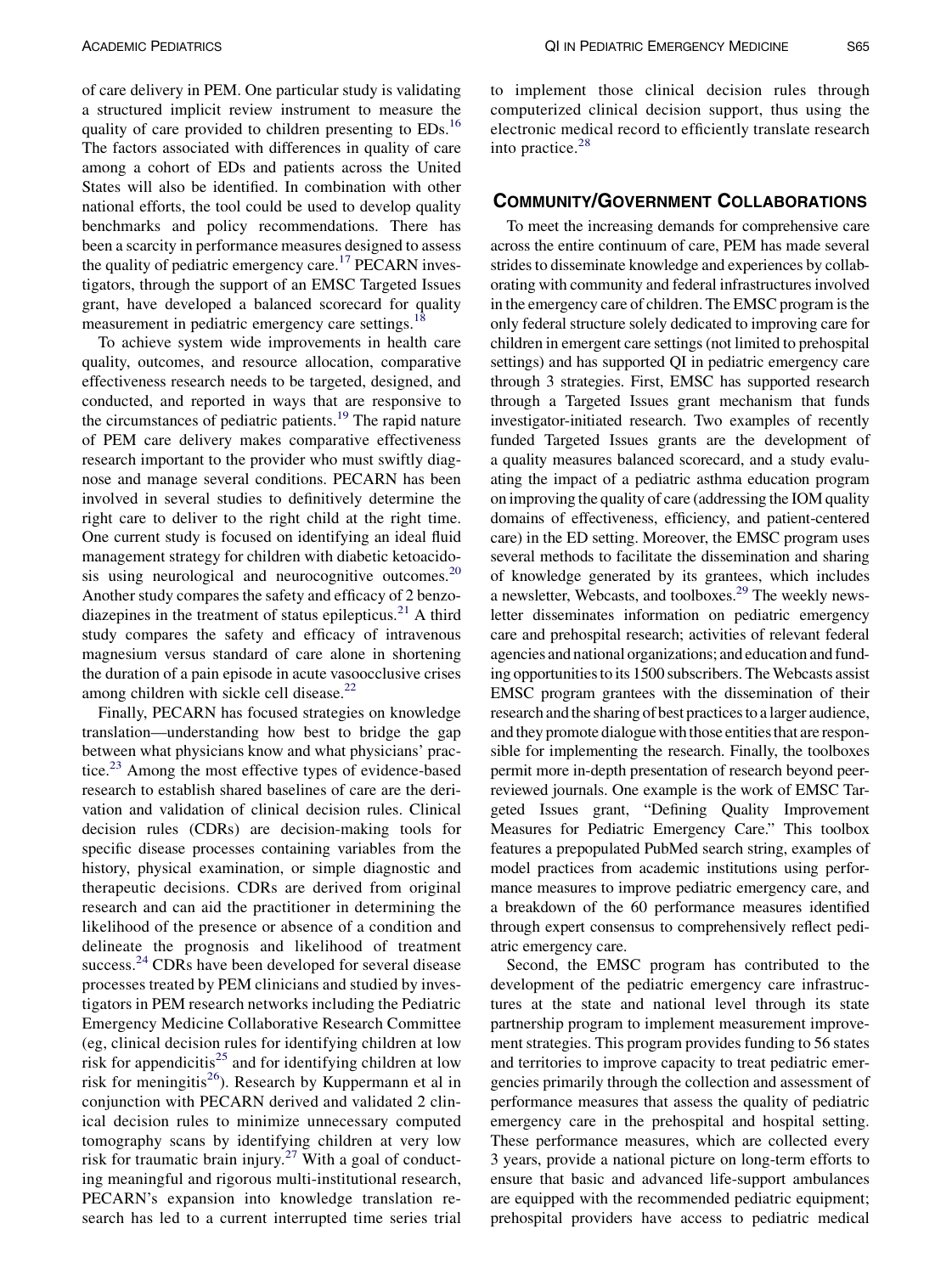of care delivery in PEM. One particular study is validating a structured implicit review instrument to measure the quality of care provided to children presenting to EDs.[16] The factors associated with differences in quality of care among a cohort of EDs and patients across the United States will also be identified. In combination with other national efforts, the tool could be used to develop quality benchmarks and policy recommendations. There has been a scarcity in performance measures designed to assess the quality of pediatric emergency care.[17] PECARN investigators, through the support of an EMSC Targeted Issues grant, have developed a balanced scorecard for quality measurement in pediatric emergency care settings.[18]

To achieve system wide improvements in health care quality, outcomes, and resource allocation, comparative effectiveness research needs to be targeted, designed, and conducted, and reported in ways that are responsive to the circumstances of pediatric patients.[19] The rapid nature of PEM care delivery makes comparative effectiveness research important to the provider who must swiftly diagnose and manage several conditions. PECARN has been involved in several studies to definitively determine the right care to deliver to the right child at the right time. One current study is focused on identifying an ideal fluid management strategy for children with diabetic ketoacidosis using neurological and neurocognitive outcomes.[20] Another study compares the safety and efficacy of 2 benzodiazepines in the treatment of status epilepticus.[21] A third study compares the safety and efficacy of intravenous magnesium versus standard of care alone in shortening the duration of a pain episode in acute vasoocclusive crises among children with sickle cell disease.[22]

Finally, PECARN has focused strategies on knowledge translation—understanding how best to bridge the gap between what physicians know and what physicians' practice.[23] Among the most effective types of evidence-based research to establish shared baselines of care are the derivation and validation of clinical decision rules. Clinical decision rules (CDRs) are decision-making tools for specific disease processes containing variables from the history, physical examination, or simple diagnostic and therapeutic decisions. CDRs are derived from original research and can aid the practitioner in determining the likelihood of the presence or absence of a condition and delineate the prognosis and likelihood of treatment success.[24] CDRs have been developed for several disease processes treated by PEM clinicians and studied by investigators in PEM research networks including the Pediatric Emergency Medicine Collaborative Research Committee (eg, clinical decision rules for identifying children at low risk for appendicitis[25] and for identifying children at low risk for meningitis[26]). Research by Kuppermann et al in conjunction with PECARN derived and validated 2 clinical decision rules to minimize unnecessary computed tomography scans by identifying children at very low risk for traumatic brain injury.[27] With a goal of conducting meaningful and rigorous multi-institutional research, PECARN's expansion into knowledge translation research has led to a current interrupted time series trial to implement those clinical decision rules through computerized clinical decision support, thus using the electronic medical record to efficiently translate research into practice.[28]

## Community/Government Collaborations

To meet the increasing demands for comprehensive care across the entire continuum of care, PEM has made several strides to disseminate knowledge and experiences by collaborating with community and federal infrastructures involved in the emergency care of children. The EMSC program is the only federal structure solely dedicated to improving care for children in emergent care settings (not limited to prehospital settings) and has supported QI in pediatric emergency care through 3 strategies. First, EMSC has supported research through a Targeted Issues grant mechanism that funds investigator-initiated research. Two examples of recently funded Targeted Issues grants are the development of a quality measures balanced scorecard, and a study evaluating the impact of a pediatric asthma education program on improving the quality of care (addressing the IOM quality domains of effectiveness, efficiency, and patient-centered care) in the ED setting. Moreover, the EMSC program uses several methods to facilitate the dissemination and sharing of knowledge generated by its grantees, which includes a newsletter, Webcasts, and toolboxes.[29] The weekly newsletter disseminates information on pediatric emergency care and prehospital research; activities of relevant federal agencies and national organizations; and education and funding opportunities to its 1500 subscribers. The Webcasts assist EMSC program grantees with the dissemination of their research and the sharing of best practices to a larger audience, and they promote dialogue with those entities that are responsible for implementing the research. Finally, the toolboxes permit more in-depth presentation of research beyond peer-reviewed journals. One example is the work of EMSC Targeted Issues grant, "Defining Quality Improvement Measures for Pediatric Emergency Care." This toolbox features a prepopulated PubMed search string, examples of model practices from academic institutions using performance measures to improve pediatric emergency care, and a breakdown of the 60 performance measures identified through expert consensus to comprehensively reflect pediatric emergency care.

Second, the EMSC program has contributed to the development of the pediatric emergency care infrastructures at the state and national level through its state partnership program to implement measurement improvement strategies. This program provides funding to 56 states and territories to improve capacity to treat pediatric emergencies primarily through the collection and assessment of performance measures that assess the quality of pediatric emergency care in the prehospital and hospital setting. These performance measures, which are collected every 3 years, provide a national picture on long-term efforts to ensure that basic and advanced life-support ambulances are equipped with the recommended pediatric equipment; prehospital providers have access to pediatric medical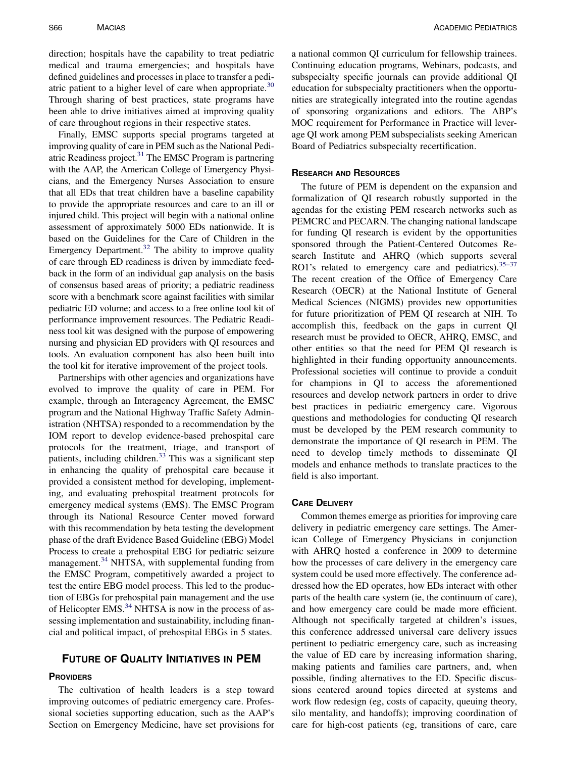direction; hospitals have the capability to treat pediatric medical and trauma emergencies; and hospitals have defined guidelines and processes in place to transfer a pediatric patient to a higher level of care when appropriate.[30] Through sharing of best practices, state programs have been able to drive initiatives aimed at improving quality of care throughout regions in their respective states.

Finally, EMSC supports special programs targeted at improving quality of care in PEM such as the National Pediatric Readiness project.[31] The EMSC Program is partnering with the AAP, the American College of Emergency Physicians, and the Emergency Nurses Association to ensure that all EDs that treat children have a baseline capability to provide the appropriate resources and care to an ill or injured child. This project will begin with a national online assessment of approximately 5000 EDs nationwide. It is based on the Guidelines for the Care of Children in the Emergency Department.[32] The ability to improve quality of care through ED readiness is driven by immediate feedback in the form of an individual gap analysis on the basis of consensus based areas of priority; a pediatric readiness score with a benchmark score against facilities with similar pediatric ED volume; and access to a free online tool kit of performance improvement resources. The Pediatric Readiness tool kit was designed with the purpose of empowering nursing and physician ED providers with QI resources and tools. An evaluation component has also been built into the tool kit for iterative improvement of the project tools.

Partnerships with other agencies and organizations have evolved to improve the quality of care in PEM. For example, through an Interagency Agreement, the EMSC program and the National Highway Traffic Safety Administration (NHTSA) responded to a recommendation by the IOM report to develop evidence-based prehospital care protocols for the treatment, triage, and transport of patients, including children.[33] This was a significant step in enhancing the quality of prehospital care because it provided a consistent method for developing, implementing, and evaluating prehospital treatment protocols for emergency medical systems (EMS). The EMSC Program through its National Resource Center moved forward with this recommendation by beta testing the development phase of the draft Evidence Based Guideline (EBG) Model Process to create a prehospital EBG for pediatric seizure management.[34] NHTSA, with supplemental funding from the EMSC Program, competitively awarded a project to test the entire EBG model process. This led to the production of EBGs for prehospital pain management and the use of Helicopter EMS.[34] NHTSA is now in the process of assessing implementation and sustainability, including financial and political impact, of prehospital EBGs in 5 states.

## Future of Quality Initiatives in PEM

### Providers

The cultivation of health leaders is a step toward improving outcomes of pediatric emergency care. Professional societies supporting education, such as the AAP's Section on Emergency Medicine, have set provisions for a national common QI curriculum for fellowship trainees. Continuing education programs, Webinars, podcasts, and subspecialty specific journals can provide additional QI education for subspecialty practitioners when the opportunities are strategically integrated into the routine agendas of sponsoring organizations and editors. The ABP's MOC requirement for Performance in Practice will leverage QI work among PEM subspecialists seeking American Board of Pediatrics subspecialty recertification.

### Research and Resources

The future of PEM is dependent on the expansion and formalization of QI research robustly supported in the agendas for the existing PEM research networks such as PEMCRC and PECARN. The changing national landscape for funding QI research is evident by the opportunities sponsored through the Patient-Centered Outcomes Research Institute and AHRQ (which supports several RO1's related to emergency care and pediatrics).[35–37] The recent creation of the Office of Emergency Care Research (OECR) at the National Institute of General Medical Sciences (NIGMS) provides new opportunities for future prioritization of PEM QI research at NIH. To accomplish this, feedback on the gaps in current QI research must be provided to OECR, AHRQ, EMSC, and other entities so that the need for PEM QI research is highlighted in their funding opportunity announcements. Professional societies will continue to provide a conduit for champions in QI to access the aforementioned resources and develop network partners in order to drive best practices in pediatric emergency care. Vigorous questions and methodologies for conducting QI research must be developed by the PEM research community to demonstrate the importance of QI research in PEM. The need to develop timely methods to disseminate QI models and enhance methods to translate practices to the field is also important.

### Care Delivery

Common themes emerge as priorities for improving care delivery in pediatric emergency care settings. The American College of Emergency Physicians in conjunction with AHRQ hosted a conference in 2009 to determine how the processes of care delivery in the emergency care system could be used more effectively. The conference addressed how the ED operates, how EDs interact with other parts of the health care system (ie, the continuum of care), and how emergency care could be made more efficient. Although not specifically targeted at children's issues, this conference addressed universal care delivery issues pertinent to pediatric emergency care, such as increasing the value of ED care by increasing information sharing, making patients and families care partners, and, when possible, finding alternatives to the ED. Specific discussions centered around topics directed at systems and work flow redesign (eg, costs of capacity, queuing theory, silo mentality, and handoffs); improving coordination of care for high-cost patients (eg, transitions of care, care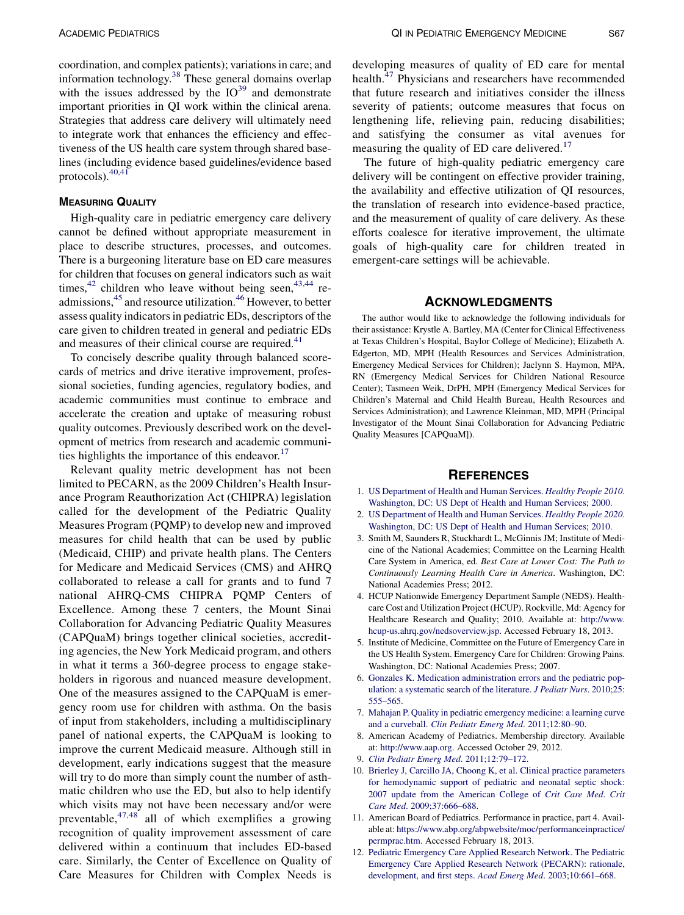coordination, and complex patients); variations in care; and information technology.[38] These general domains overlap with the issues addressed by the IO[39] and demonstrate important priorities in QI work within the clinical arena. Strategies that address care delivery will ultimately need to integrate work that enhances the efficiency and effectiveness of the US health care system through shared baselines (including evidence based guidelines/evidence based protocols).[40,41]

## Measuring Quality

High-quality care in pediatric emergency care delivery cannot be defined without appropriate measurement in place to describe structures, processes, and outcomes. There is a burgeoning literature base on ED care measures for children that focuses on general indicators such as wait times,[42] children who leave without being seen,[43,44] readmissions,[45] and resource utilization.[46] However, to better assess quality indicators in pediatric EDs, descriptors of the care given to children treated in general and pediatric EDs and measures of their clinical course are required.[41]

To concisely describe quality through balanced scorecards of metrics and drive iterative improvement, professional societies, funding agencies, regulatory bodies, and academic communities must continue to embrace and accelerate the creation and uptake of measuring robust quality outcomes. Previously described work on the development of metrics from research and academic communities highlights the importance of this endeavor.[17]

Relevant quality metric development has not been limited to PECARN, as the 2009 Children's Health Insurance Program Reauthorization Act (CHIPRA) legislation called for the development of the Pediatric Quality Measures Program (PQMP) to develop new and improved measures for child health that can be used by public (Medicaid, CHIP) and private health plans. The Centers for Medicare and Medicaid Services (CMS) and AHRQ collaborated to release a call for grants and to fund 7 national AHRQ-CMS CHIPRA PQMP Centers of Excellence. Among these 7 centers, the Mount Sinai Collaboration for Advancing Pediatric Quality Measures (CAPQuaM) brings together clinical societies, accrediting agencies, the New York Medicaid program, and others in what it terms a 360-degree process to engage stakeholders in rigorous and nuanced measure development. One of the measures assigned to the CAPQuaM is emergency room use for children with asthma. On the basis of input from stakeholders, including a multidisciplinary panel of national experts, the CAPQuaM is looking to improve the current Medicaid measure. Although still in development, early indications suggest that the measure will try to do more than simply count the number of asthmatic children who use the ED, but also to help identify which visits may not have been necessary and/or were preventable,[47,48] all of which exemplifies a growing recognition of quality improvement assessment of care delivered within a continuum that includes ED-based care. Similarly, the Center of Excellence on Quality of Care Measures for Children with Complex Needs is developing measures of quality of ED care for mental health.[47] Physicians and researchers have recommended that future research and initiatives consider the illness severity of patients; outcome measures that focus on lengthening life, relieving pain, reducing disabilities; and satisfying the consumer as vital avenues for measuring the quality of ED care delivered.[17]

The future of high-quality pediatric emergency care delivery will be contingent on effective provider training, the availability and effective utilization of QI resources, the translation of research into evidence-based practice, and the measurement of quality of care delivery. As these efforts coalesce for iterative improvement, the ultimate goals of high-quality care for children treated in emergent-care settings will be achievable.

## Acknowledgments

The author would like to acknowledge the following individuals for their assistance: Krystle A. Bartley, MA (Center for Clinical Effectiveness at Texas Children's Hospital, Baylor College of Medicine); Elizabeth A. Edgerton, MD, MPH (Health Resources and Services Administration, Emergency Medical Services for Children); Jaclynn S. Haymon, MPA, RN (Emergency Medical Services for Children National Resource Center); Tasmeen Weik, DrPH, MPH (Emergency Medical Services for Children's Maternal and Child Health Bureau, Health Resources and Services Administration); and Lawrence Kleinman, MD, MPH (Principal Investigator of the Mount Sinai Collaboration for Advancing Pediatric Quality Measures [CAPQuaM]).

## References

1. US Department of Health and Human Services. *Healthy People 2010*. Washington, DC: US Dept of Health and Human Services; 2000.
2. US Department of Health and Human Services. *Healthy People 2020*. Washington, DC: US Dept of Health and Human Services; 2010.
3. Smith M, Saunders R, Stuckhardt L, McGinnis JM; Institute of Medicine of the National Academies; Committee on the Learning Health Care System in America, ed. *Best Care at Lower Cost: The Path to Continuously Learning Health Care in America*. Washington, DC: National Academies Press; 2012.
4. HCUP Nationwide Emergency Department Sample (NEDS). Healthcare Cost and Utilization Project (HCUP). Rockville, Md: Agency for Healthcare Research and Quality; 2010. Available at: http://www.hcup-us.ahrq.gov/nedsoverview.jsp. Accessed February 18, 2013.
5. Institute of Medicine, Committee on the Future of Emergency Care in the US Health System. Emergency Care for Children: Growing Pains. Washington, DC: National Academies Press; 2007.
6. Gonzales K. Medication administration errors and the pediatric population: a systematic search of the literature. *J Pediatr Nurs*. 2010;25:555–565.
7. Mahajan P. Quality in pediatric emergency medicine: a learning curve and a curveball. *Clin Pediatr Emerg Med*. 2011;12:80–90.
8. American Academy of Pediatrics. Membership directory. Available at: http://www.aap.org. Accessed October 29, 2012.
9. *Clin Pediatr Emerg Med*. 2011;12:79–172.
10. Brierley J, Carcillo JA, Choong K, et al. Clinical practice parameters for hemodynamic support of pediatric and neonatal septic shock: 2007 update from the American College of *Crit Care Med*. *Crit Care Med*. 2009;37:666–688.
11. American Board of Pediatrics. Performance in practice, part 4. Available at: https://www.abp.org/abpwebsite/moc/performanceinpractice/permprac.htm. Accessed February 18, 2013.
12. Pediatric Emergency Care Applied Research Network. The Pediatric Emergency Care Applied Research Network (PECARN): rationale, development, and first steps. *Acad Emerg Med*. 2003;10:661–668.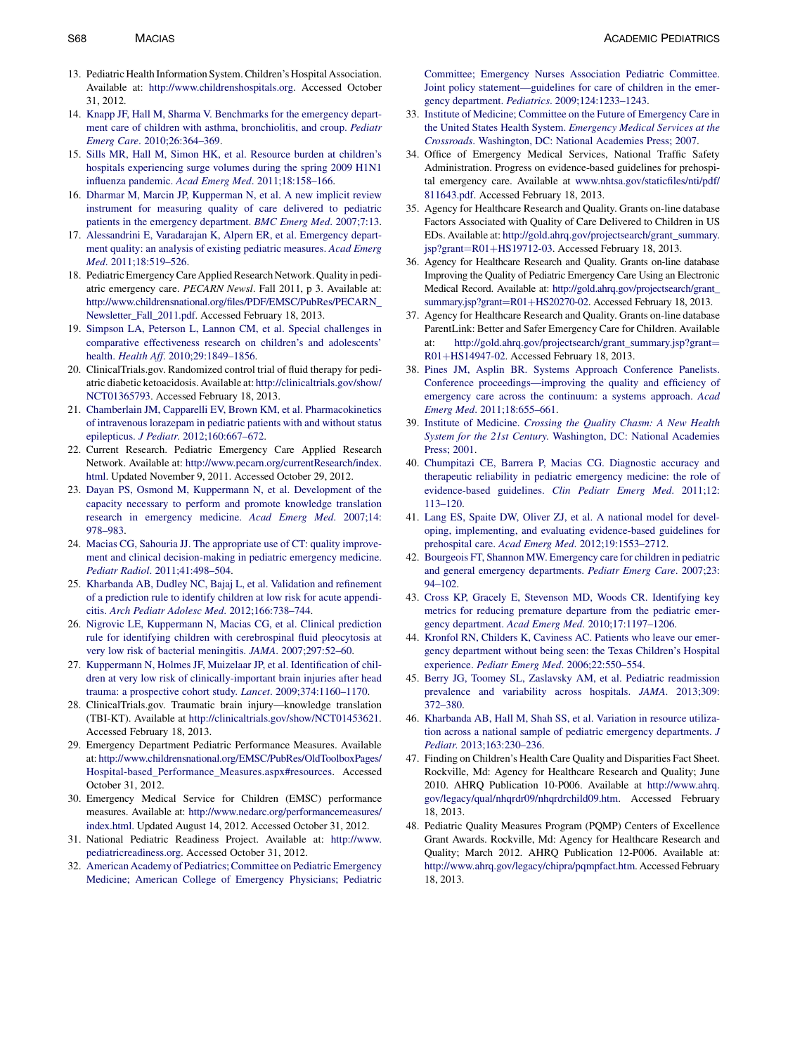13. Pediatric Health Information System. Children's Hospital Association. Available at: http://www.childrenshospitals.org. Accessed October 31, 2012.
14. Knapp JF, Hall M, Sharma V. Benchmarks for the emergency department care of children with asthma, bronchiolitis, and croup. *Pediatr Emerg Care*. 2010;26:364–369.
15. Sills MR, Hall M, Simon HK, et al. Resource burden at children's hospitals experiencing surge volumes during the spring 2009 H1N1 influenza pandemic. *Acad Emerg Med*. 2011;18:158–166.
16. Dharmar M, Marcin JP, Kupperman N, et al. A new implicit review instrument for measuring quality of care delivered to pediatric patients in the emergency department. *BMC Emerg Med*. 2007;7:13.
17. Alessandrini E, Varadarajan K, Alpern ER, et al. Emergency department quality: an analysis of existing pediatric measures. *Acad Emerg Med*. 2011;18:519–526.
18. Pediatric Emergency Care Applied Research Network. Quality in pediatric emergency care. *PECARN Newsl*. Fall 2011, p 3. Available at: http://www.childrensnational.org/files/PDF/EMSC/PubRes/PECARN_Newsletter_Fall_2011.pdf. Accessed February 18, 2013.
19. Simpson LA, Peterson L, Lannon CM, et al. Special challenges in comparative effectiveness research on children's and adolescents' health. *Health Aff*. 2010;29:1849–1856.
20. ClinicalTrials.gov. Randomized control trial of fluid therapy for pediatric diabetic ketoacidosis. Available at: http://clinicaltrials.gov/show/NCT01365793. Accessed February 18, 2013.
21. Chamberlain JM, Capparelli EV, Brown KM, et al. Pharmacokinetics of intravenous lorazepam in pediatric patients with and without status epilepticus. *J Pediatr*. 2012;160:667–672.
22. Current Research. Pediatric Emergency Care Applied Research Network. Available at: http://www.pecarn.org/currentResearch/index.html. Updated November 9, 2011. Accessed October 29, 2012.
23. Dayan PS, Osmond M, Kuppermann N, et al. Development of the capacity necessary to perform and promote knowledge translation research in emergency medicine. *Acad Emerg Med*. 2007;14:978–983.
24. Macias CG, Sahouria JJ. The appropriate use of CT: quality improvement and clinical decision-making in pediatric emergency medicine. *Pediatr Radiol*. 2011;41:498–504.
25. Kharbanda AB, Dudley NC, Bajaj L, et al. Validation and refinement of a prediction rule to identify children at low risk for acute appendicitis. *Arch Pediatr Adolesc Med*. 2012;166:738–744.
26. Nigrovic LE, Kuppermann N, Macias CG, et al. Clinical prediction rule for identifying children with cerebrospinal fluid pleocytosis at very low risk of bacterial meningitis. *JAMA*. 2007;297:52–60.
27. Kuppermann N, Holmes JF, Muizelaar JP, et al. Identification of children at very low risk of clinically-important brain injuries after head trauma: a prospective cohort study. *Lancet*. 2009;374:1160–1170.
28. ClinicalTrials.gov. Traumatic brain injury—knowledge translation (TBI-KT). Available at http://clinicaltrials.gov/show/NCT01453621. Accessed February 18, 2013.
29. Emergency Department Pediatric Performance Measures. Available at: http://www.childrensnational.org/EMSC/PubRes/OldToolboxPages/Hospital-based_Performance_Measures.aspx#resources. Accessed October 31, 2012.
30. Emergency Medical Service for Children (EMSC) performance measures. Available at: http://www.nedarc.org/performancemeasures/index.html. Updated August 14, 2012. Accessed October 31, 2012.
31. National Pediatric Readiness Project. Available at: http://www.pediatricreadiness.org. Accessed October 31, 2012.
32. American Academy of Pediatrics; Committee on Pediatric Emergency Medicine; American College of Emergency Physicians; Pediatric Committee; Emergency Nurses Association Pediatric Committee. Joint policy statement—guidelines for care of children in the emergency department. *Pediatrics*. 2009;124:1233–1243.
33. Institute of Medicine; Committee on the Future of Emergency Care in the United States Health System. *Emergency Medical Services at the Crossroads*. Washington, DC: National Academies Press; 2007.
34. Office of Emergency Medical Services, National Traffic Safety Administration. Progress on evidence-based guidelines for prehospital emergency care. Available at www.nhtsa.gov/staticfiles/nti/pdf/811643.pdf. Accessed February 18, 2013.
35. Agency for Healthcare Research and Quality. Grants on-line database Factors Associated with Quality of Care Delivered to Children in US EDs. Available at: http://gold.ahrq.gov/projectsearch/grant_summary.jsp?grant=R01+HS19712-03. Accessed February 18, 2013.
36. Agency for Healthcare Research and Quality. Grants on-line database Improving the Quality of Pediatric Emergency Care Using an Electronic Medical Record. Available at: http://gold.ahrq.gov/projectsearch/grant_summary.jsp?grant=R01+HS20270-02. Accessed February 18, 2013.
37. Agency for Healthcare Research and Quality. Grants on-line database ParentLink: Better and Safer Emergency Care for Children. Available at: http://gold.ahrq.gov/projectsearch/grant_summary.jsp?grant=R01+HS14947-02. Accessed February 18, 2013.
38. Pines JM, Asplin BR. Systems Approach Conference Panelists. Conference proceedings—improving the quality and efficiency of emergency care across the continuum: a systems approach. *Acad Emerg Med*. 2011;18:655–661.
39. Institute of Medicine. *Crossing the Quality Chasm: A New Health System for the 21st Century*. Washington, DC: National Academies Press; 2001.
40. Chumpitazi CE, Barrera P, Macias CG. Diagnostic accuracy and therapeutic reliability in pediatric emergency medicine: the role of evidence-based guidelines. *Clin Pediatr Emerg Med*. 2011;12:113–120.
41. Lang ES, Spaite DW, Oliver ZJ, et al. A national model for developing, implementing, and evaluating evidence-based guidelines for prehospital care. *Acad Emerg Med*. 2012;19:1553–2712.
42. Bourgeois FT, Shannon MW. Emergency care for children in pediatric and general emergency departments. *Pediatr Emerg Care*. 2007;23:94–102.
43. Cross KP, Gracely E, Stevenson MD, Woods CR. Identifying key metrics for reducing premature departure from the pediatric emergency department. *Acad Emerg Med*. 2010;17:1197–1206.
44. Kronfol RN, Childers K, Caviness AC. Patients who leave our emergency department without being seen: the Texas Children's Hospital experience. *Pediatr Emerg Med*. 2006;22:550–554.
45. Berry JG, Toomey SL, Zaslavsky AM, et al. Pediatric readmission prevalence and variability across hospitals. *JAMA*. 2013;309:372–380.
46. Kharbanda AB, Hall M, Shah SS, et al. Variation in resource utilization across a national sample of pediatric emergency departments. *J Pediatr*. 2013;163:230–236.
47. Finding on Children's Health Care Quality and Disparities Fact Sheet. Rockville, Md: Agency for Healthcare Research and Quality; June 2010. AHRQ Publication 10-P006. Available at http://www.ahrq.gov/legacy/qual/nhqrdr09/nhqrdrchild09.htm. Accessed February 18, 2013.
48. Pediatric Quality Measures Program (PQMP) Centers of Excellence Grant Awards. Rockville, Md: Agency for Healthcare Research and Quality; March 2012. AHRQ Publication 12-P006. Available at: http://www.ahrq.gov/legacy/chipra/pqmpfact.htm. Accessed February 18, 2013.